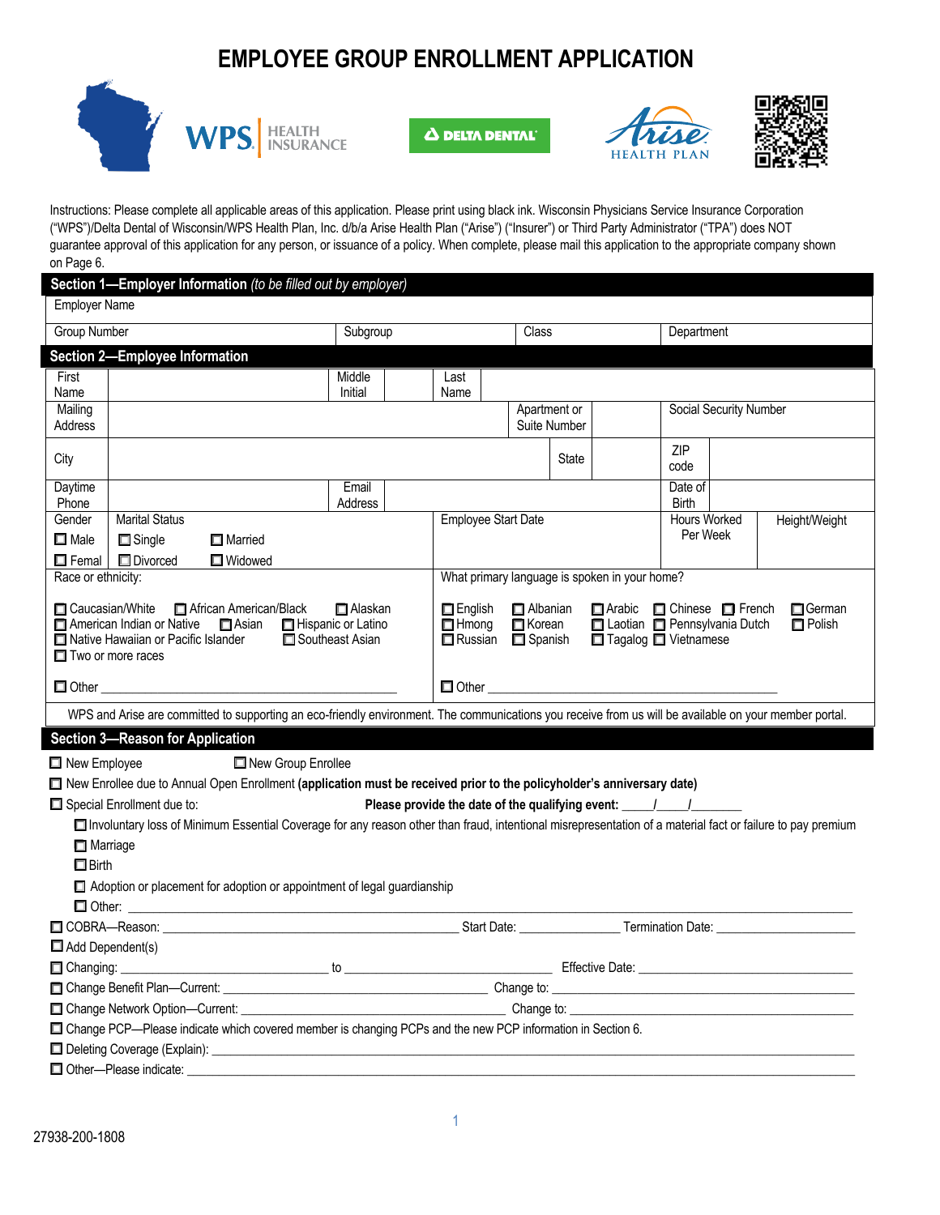# EMPLOYEE GROUP ENROLLMENT APPLICATION

Instructions: Please complete all applicable areas of this application. Please print using black ink. Wisconsin Physicians Service Insurance Corporation ("WPS")/Delta Dental of Wisconsin/WPS Health Plan, Inc. d/b/a Arise Health Plan ("Arise") ("Insurer") or Third Party Administrator ("TPA") does NOT guarantee approval of this application for any person, or issuance of a policy. When complete, please mail this application to the appropriate company shown on Page 6.

## Section 1—Employer Information *(to be filled out by employer)*

| Employer Name | | | |
|---|---|---|---|
| Group Number | Subgroup | Class | Department |

## Section 2—Employee Information

| First Name | | Middle Initial | | Last Name | |
|---|---|---|---|---|---|
| Mailing Address | | Apartment or Suite Number | | Social Security Number | |
| City | | State | | ZIP code | |
| Daytime Phone | | Email Address | | Date of Birth | |

| Gender | Marital Status | Employee Start Date | Hours Worked Per Week | Height/Weight |
|---|---|---|---|---|
| ☐ Male ☐ Femal | ☐ Single ☐ Married ☐ Divorced ☐ Widowed | | | |

Race or ethnicity:

☐ Caucasian/White ☐ African American/Black ☐ Alaskan
☐ American Indian or Native ☐ Asian ☐ Hispanic or Latino
☐ Native Hawaiian or Pacific Islander ☐ Southeast Asian
☐ Two or more races

☐ Other ______________________________

What primary language is spoken in your home?

☐ English ☐ Albanian ☐ Arabic ☐ Chinese ☐ French ☐ German
☐ Hmong ☐ Korean ☐ Laotian ☐ Pennsylvania Dutch ☐ Polish
☐ Russian ☐ Spanish ☐ Tagalog ☐ Vietnamese

☐ Other ______________________________

WPS and Arise are committed to supporting an eco-friendly environment. The communications you receive from us will be available on your member portal.

## Section 3—Reason for Application

☐ New Employee ☐ New Group Enrollee

☐ New Enrollee due to Annual Open Enrollment **(application must be received prior to the policyholder's anniversary date)**

☐ Special Enrollment due to: **Please provide the date of the qualifying event:** ____/____/________

- ☐ Involuntary loss of Minimum Essential Coverage for any reason other than fraud, intentional misrepresentation of a material fact or failure to pay premium
- ☐ Marriage
- ☐ Birth
- ☐ Adoption or placement for adoption or appointment of legal guardianship
- ☐ Other: ______________________________

☐ COBRA—Reason: ______________________ Start Date: ____________ Termination Date: ________________

☐ Add Dependent(s)

☐ Changing: ______________________ to ______________________ Effective Date: ______________________

☐ Change Benefit Plan—Current: ______________________ Change to: ______________________

☐ Change Network Option—Current: ______________________ Change to: ______________________

☐ Change PCP—Please indicate which covered member is changing PCPs and the new PCP information in Section 6.

☐ Deleting Coverage (Explain): ______________________________

☐ Other—Please indicate: ______________________________

27938-200-1808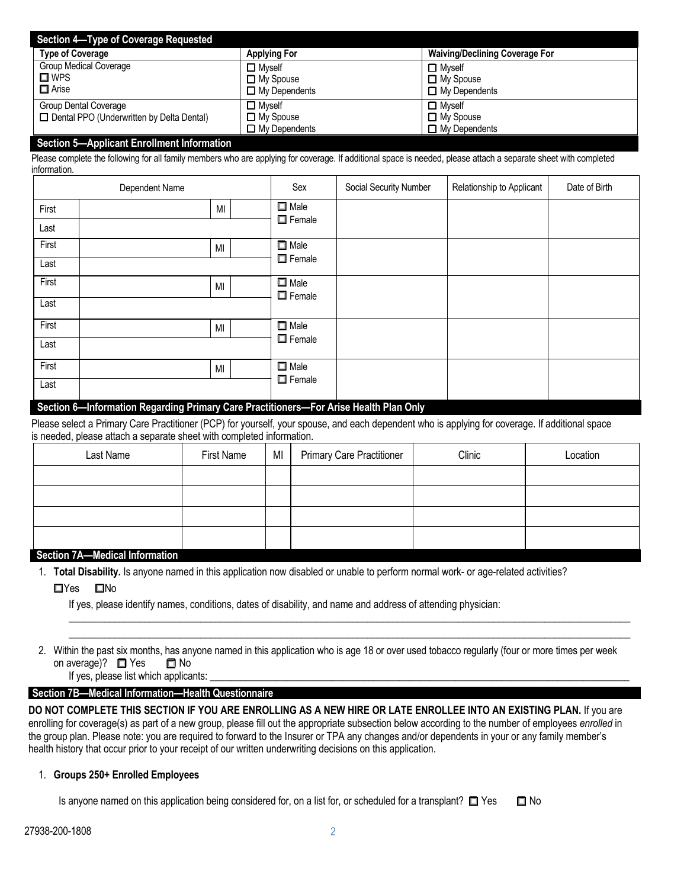## Section 4—Type of Coverage Requested

| Type of Coverage | Applying For | Waiving/Declining Coverage For |
|---|---|---|
| Group Medical Coverage<br>☐ WPS<br>☐ Arise | ☐ Myself<br>☐ My Spouse<br>☐ My Dependents | ☐ Myself<br>☐ My Spouse<br>☐ My Dependents |
| Group Dental Coverage<br>☐ Dental PPO (Underwritten by Delta Dental) | ☐ Myself<br>☐ My Spouse<br>☐ My Dependents | ☐ Myself<br>☐ My Spouse<br>☐ My Dependents |

## Section 5—Applicant Enrollment Information

Please complete the following for all family members who are applying for coverage. If additional space is needed, please attach a separate sheet with completed information.

| Dependent Name | | | | Sex | Social Security Number | Relationship to Applicant | Date of Birth |
|---|---|---|---|---|---|---|---|
| First | | MI | | ☐ Male<br>☐ Female | | | |
| Last | | | | | | | |
| First | | MI | | ☐ Male<br>☐ Female | | | |
| Last | | | | | | | |
| First | | MI | | ☐ Male<br>☐ Female | | | |
| Last | | | | | | | |
| First | | MI | | ☐ Male<br>☐ Female | | | |
| Last | | | | | | | |
| First | | MI | | ☐ Male<br>☐ Female | | | |
| Last | | | | | | | |

## Section 6—Information Regarding Primary Care Practitioners—For Arise Health Plan Only

Please select a Primary Care Practitioner (PCP) for yourself, your spouse, and each dependent who is applying for coverage. If additional space is needed, please attach a separate sheet with completed information.

| Last Name | First Name | MI | Primary Care Practitioner | Clinic | Location |
|---|---|---|---|---|---|
| | | | | | |
| | | | | | |
| | | | | | |
| | | | | | |

## Section 7A—Medical Information

1. **Total Disability.** Is anyone named in this application now disabled or unable to perform normal work- or age-related activities?

   ☐Yes ☐No

   If yes, please identify names, conditions, dates of disability, and name and address of attending physician:

   ______________________________________________________________________________

   ______________________________________________________________________________

2. Within the past six months, has anyone named in this application who is age 18 or over used tobacco regularly (four or more times per week on average)? ☐ Yes ☐ No

   If yes, please list which applicants: ______________________________________________

## Section 7B—Medical Information—Health Questionnaire

**DO NOT COMPLETE THIS SECTION IF YOU ARE ENROLLING AS A NEW HIRE OR LATE ENROLLEE INTO AN EXISTING PLAN.** If you are enrolling for coverage(s) as part of a new group, please fill out the appropriate subsection below according to the number of employees *enrolled* in the group plan. Please note: you are required to forward to the Insurer or TPA any changes and/or dependents in your or any family member's health history that occur prior to your receipt of our written underwriting decisions on this application.

1. **Groups 250+ Enrolled Employees**

   Is anyone named on this application being considered for, on a list for, or scheduled for a transplant? ☐ Yes ☐ No

27938-200-1808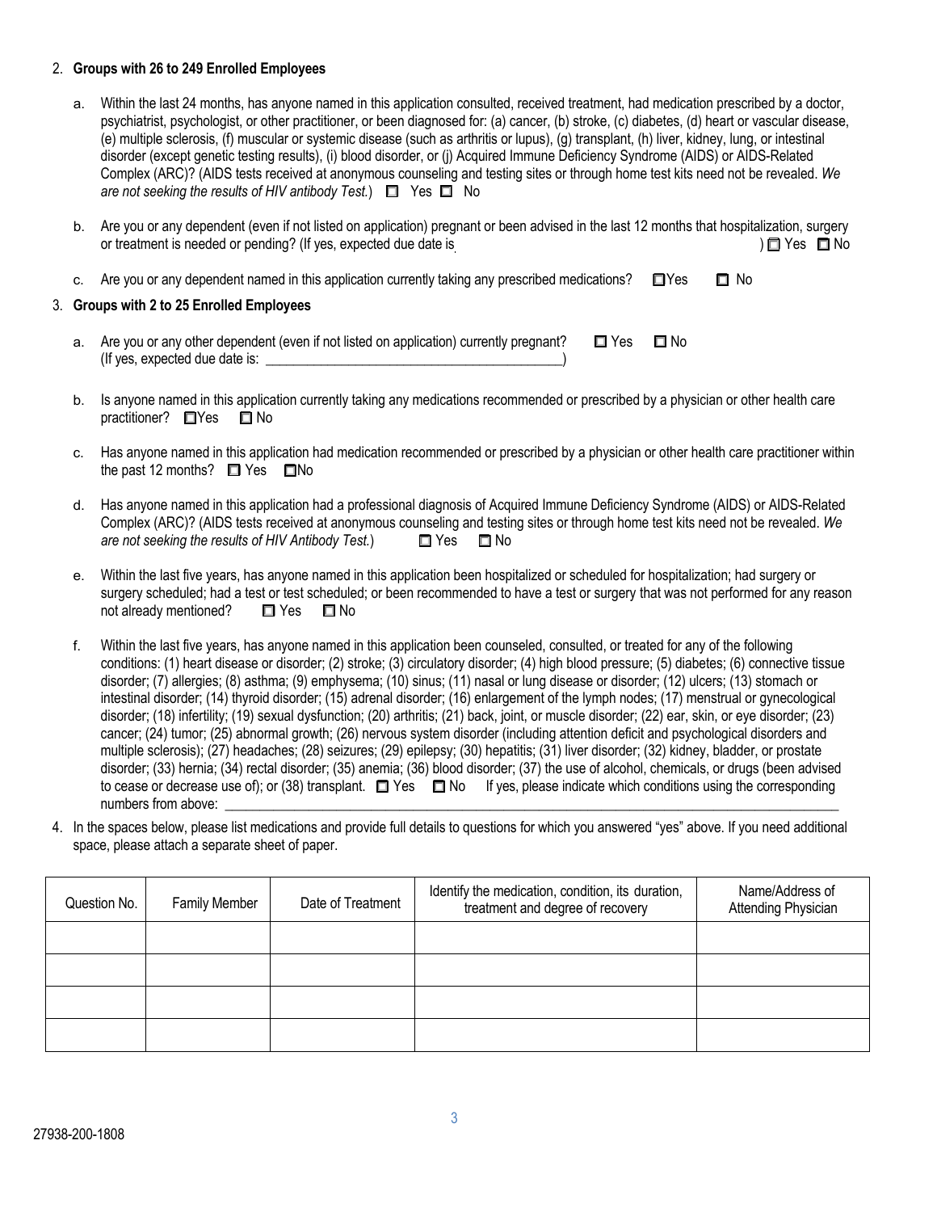2. **Groups with 26 to 249 Enrolled Employees**

   a. Within the last 24 months, has anyone named in this application consulted, received treatment, had medication prescribed by a doctor, psychiatrist, psychologist, or other practitioner, or been diagnosed for: (a) cancer, (b) stroke, (c) diabetes, (d) heart or vascular disease, (e) multiple sclerosis, (f) muscular or systemic disease (such as arthritis or lupus), (g) transplant, (h) liver, kidney, lung, or intestinal disorder (except genetic testing results), (i) blood disorder, or (j) Acquired Immune Deficiency Syndrome (AIDS) or AIDS-Related Complex (ARC)? (AIDS tests received at anonymous counseling and testing sites or through home test kits need not be revealed. *We are not seeking the results of HIV antibody Test.*) ☐ Yes ☐ No

   b. Are you or any dependent (even if not listed on application) pregnant or been advised in the last 12 months that hospitalization, surgery or treatment is needed or pending? (If yes, expected due date is ) ☐ Yes ☐ No

   c. Are you or any dependent named in this application currently taking any prescribed medications? ☐ Yes ☐ No

3. **Groups with 2 to 25 Enrolled Employees**

   a. Are you or any other dependent (even if not listed on application) currently pregnant? ☐ Yes ☐ No
   (If yes, expected due date is: ____________________________________________)

   b. Is anyone named in this application currently taking any medications recommended or prescribed by a physician or other health care practitioner? ☐ Yes ☐ No

   c. Has anyone named in this application had medication recommended or prescribed by a physician or other health care practitioner within the past 12 months? ☐ Yes ☐ No

   d. Has anyone named in this application had a professional diagnosis of Acquired Immune Deficiency Syndrome (AIDS) or AIDS-Related Complex (ARC)? (AIDS tests received at anonymous counseling and testing sites or through home test kits need not be revealed. *We are not seeking the results of HIV Antibody Test.*) ☐ Yes ☐ No

   e. Within the last five years, has anyone named in this application been hospitalized or scheduled for hospitalization; had surgery or surgery scheduled; had a test or test scheduled; or been recommended to have a test or surgery that was not performed for any reason not already mentioned? ☐ Yes ☐ No

   f. Within the last five years, has anyone named in this application been counseled, consulted, or treated for any of the following conditions: (1) heart disease or disorder; (2) stroke; (3) circulatory disorder; (4) high blood pressure; (5) diabetes; (6) connective tissue disorder; (7) allergies; (8) asthma; (9) emphysema; (10) sinus; (11) nasal or lung disease or disorder; (12) ulcers; (13) stomach or intestinal disorder; (14) thyroid disorder; (15) adrenal disorder; (16) enlargement of the lymph nodes; (17) menstrual or gynecological disorder; (18) infertility; (19) sexual dysfunction; (20) arthritis; (21) back, joint, or muscle disorder; (22) ear, skin, or eye disorder; (23) cancer; (24) tumor; (25) abnormal growth; (26) nervous system disorder (including attention deficit and psychological disorders and multiple sclerosis); (27) headaches; (28) seizures; (29) epilepsy; (30) hepatitis; (31) liver disorder; (32) kidney, bladder, or prostate disorder; (33) hernia; (34) rectal disorder; (35) anemia; (36) blood disorder; (37) the use of alcohol, chemicals, or drugs (been advised to cease or decrease use of); or (38) transplant. ☐ Yes ☐ No If yes, please indicate which conditions using the corresponding numbers from above: ____________________________________________

4. In the spaces below, please list medications and provide full details to questions for which you answered "yes" above. If you need additional space, please attach a separate sheet of paper.

| Question No. | Family Member | Date of Treatment | Identify the medication, condition, its duration, treatment and degree of recovery | Name/Address of Attending Physician |
|---|---|---|---|---|
| | | | | |
| | | | | |
| | | | | |
| | | | | |

27938-200-1808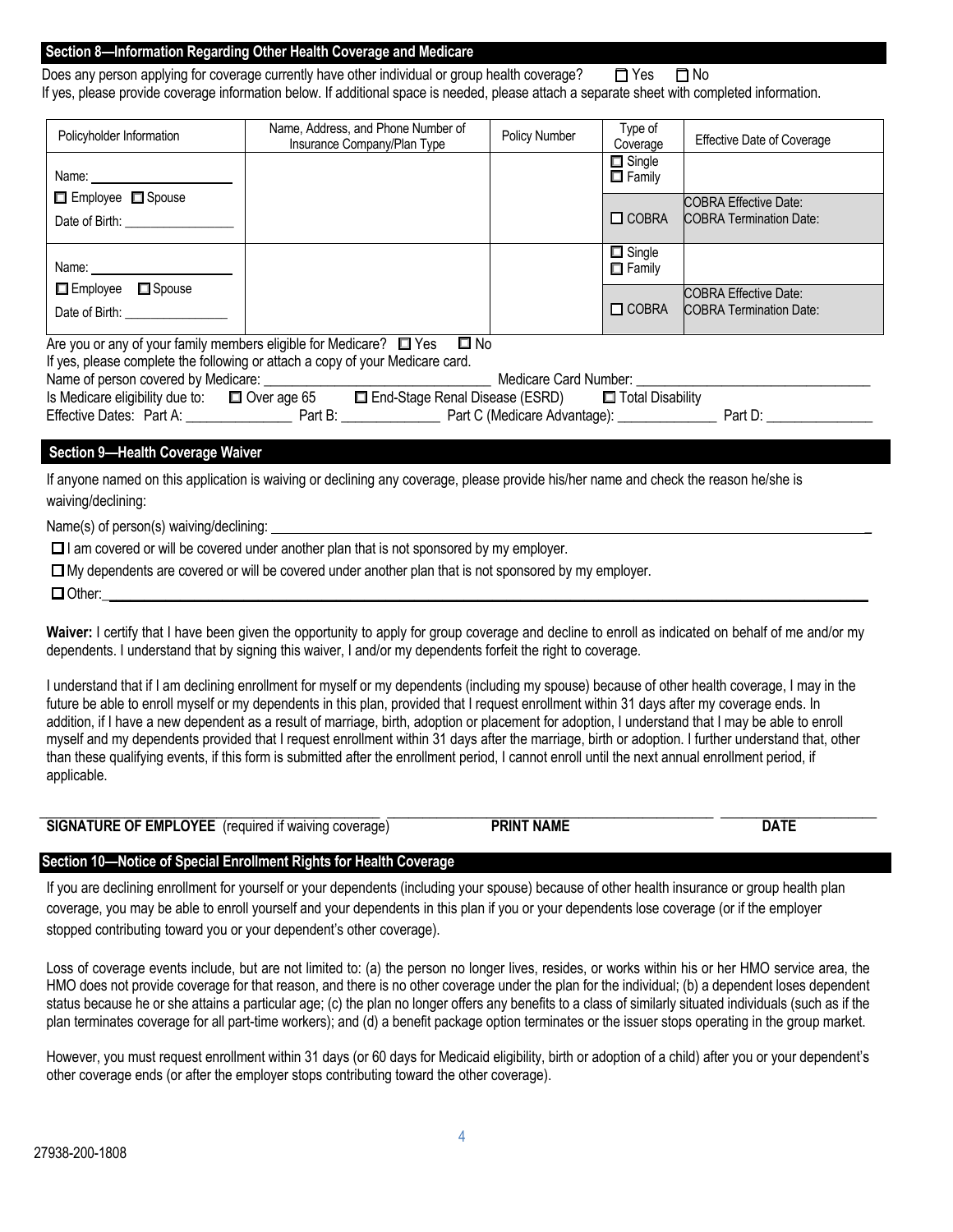## Section 8—Information Regarding Other Health Coverage and Medicare

Does any person applying for coverage currently have other individual or group health coverage? ☐ Yes ☐ No

If yes, please provide coverage information below. If additional space is needed, please attach a separate sheet with completed information.

| Policyholder Information | Name, Address, and Phone Number of Insurance Company/Plan Type | Policy Number | Type of Coverage | Effective Date of Coverage |
|---|---|---|---|---|
| Name: ____________ ☐ Employee ☐ Spouse Date of Birth: ____________ | | | ☐ Single ☐ Family | |
| | | | ☐ COBRA | COBRA Effective Date: COBRA Termination Date: |
| Name: ____________ ☐ Employee ☐ Spouse Date of Birth: ____________ | | | ☐ Single ☐ Family | |
| | | | ☐ COBRA | COBRA Effective Date: COBRA Termination Date: |

Are you or any of your family members eligible for Medicare? ☐ Yes ☐ No

If yes, please complete the following or attach a copy of your Medicare card.

Name of person covered by Medicare: ____________________ Medicare Card Number: ____________________

Is Medicare eligibility due to: ☐ Over age 65 ☐ End-Stage Renal Disease (ESRD) ☐ Total Disability

Effective Dates: Part A: __________ Part B: __________ Part C (Medicare Advantage): __________ Part D: __________

## Section 9—Health Coverage Waiver

If anyone named on this application is waiving or declining any coverage, please provide his/her name and check the reason he/she is waiving/declining:

Name(s) of person(s) waiving/declining: ______________________________

☐ I am covered or will be covered under another plan that is not sponsored by my employer.

☐ My dependents are covered or will be covered under another plan that is not sponsored by my employer.

☐ Other: ______________________________

**Waiver:** I certify that I have been given the opportunity to apply for group coverage and decline to enroll as indicated on behalf of me and/or my dependents. I understand that by signing this waiver, I and/or my dependents forfeit the right to coverage.

I understand that if I am declining enrollment for myself or my dependents (including my spouse) because of other health coverage, I may in the future be able to enroll myself or my dependents in this plan, provided that I request enrollment within 31 days after my coverage ends. In addition, if I have a new dependent as a result of marriage, birth, adoption or placement for adoption, I understand that I may be able to enroll myself and my dependents provided that I request enrollment within 31 days after the marriage, birth or adoption. I further understand that, other than these qualifying events, if this form is submitted after the enrollment period, I cannot enroll until the next annual enrollment period, if applicable.

______________________________ ______________________________ ______________

**SIGNATURE OF EMPLOYEE** (required if waiving coverage) **PRINT NAME** **DATE**

## Section 10—Notice of Special Enrollment Rights for Health Coverage

If you are declining enrollment for yourself or your dependents (including your spouse) because of other health insurance or group health plan coverage, you may be able to enroll yourself and your dependents in this plan if you or your dependents lose coverage (or if the employer stopped contributing toward you or your dependent's other coverage).

Loss of coverage events include, but are not limited to: (a) the person no longer lives, resides, or works within his or her HMO service area, the HMO does not provide coverage for that reason, and there is no other coverage under the plan for the individual; (b) a dependent loses dependent status because he or she attains a particular age; (c) the plan no longer offers any benefits to a class of similarly situated individuals (such as if the plan terminates coverage for all part-time workers); and (d) a benefit package option terminates or the issuer stops operating in the group market.

However, you must request enrollment within 31 days (or 60 days for Medicaid eligibility, birth or adoption of a child) after you or your dependent's other coverage ends (or after the employer stops contributing toward the other coverage).

27938-200-1808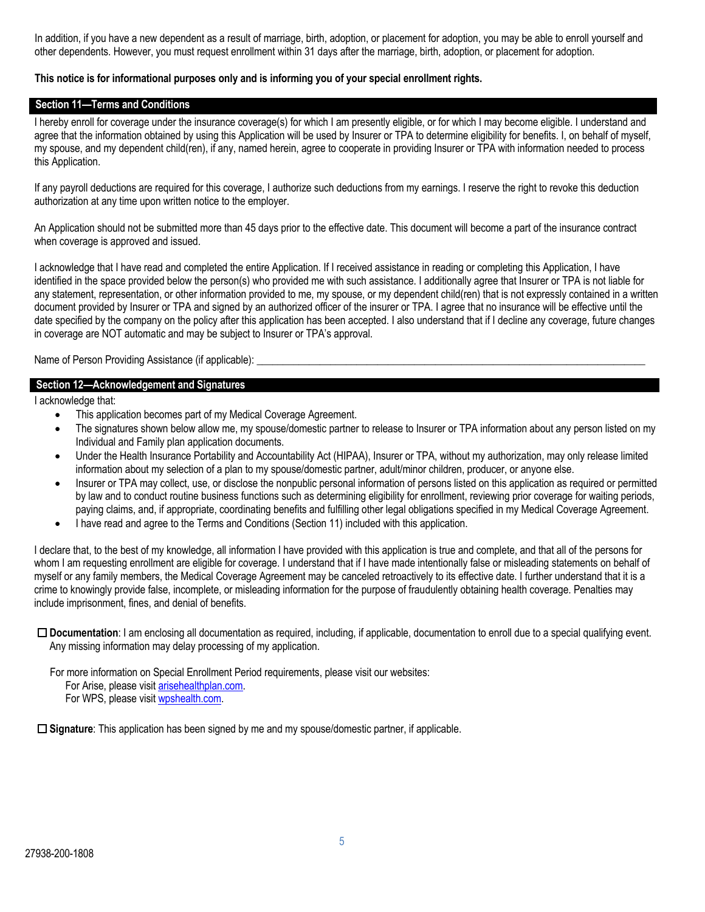In addition, if you have a new dependent as a result of marriage, birth, adoption, or placement for adoption, you may be able to enroll yourself and other dependents. However, you must request enrollment within 31 days after the marriage, birth, adoption, or placement for adoption.

**This notice is for informational purposes only and is informing you of your special enrollment rights.**

## Section 11—Terms and Conditions

I hereby enroll for coverage under the insurance coverage(s) for which I am presently eligible, or for which I may become eligible. I understand and agree that the information obtained by using this Application will be used by Insurer or TPA to determine eligibility for benefits. I, on behalf of myself, my spouse, and my dependent child(ren), if any, named herein, agree to cooperate in providing Insurer or TPA with information needed to process this Application.

If any payroll deductions are required for this coverage, I authorize such deductions from my earnings. I reserve the right to revoke this deduction authorization at any time upon written notice to the employer.

An Application should not be submitted more than 45 days prior to the effective date. This document will become a part of the insurance contract when coverage is approved and issued.

I acknowledge that I have read and completed the entire Application. If I received assistance in reading or completing this Application, I have identified in the space provided below the person(s) who provided me with such assistance. I additionally agree that Insurer or TPA is not liable for any statement, representation, or other information provided to me, my spouse, or my dependent child(ren) that is not expressly contained in a written document provided by Insurer or TPA and signed by an authorized officer of the insurer or TPA. I agree that no insurance will be effective until the date specified by the company on the policy after this application has been accepted. I also understand that if I decline any coverage, future changes in coverage are NOT automatic and may be subject to Insurer or TPA's approval.

Name of Person Providing Assistance (if applicable): ______________________________________________

## Section 12—Acknowledgement and Signatures

I acknowledge that:

- This application becomes part of my Medical Coverage Agreement.
- The signatures shown below allow me, my spouse/domestic partner to release to Insurer or TPA information about any person listed on my Individual and Family plan application documents.
- Under the Health Insurance Portability and Accountability Act (HIPAA), Insurer or TPA, without my authorization, may only release limited information about my selection of a plan to my spouse/domestic partner, adult/minor children, producer, or anyone else.
- Insurer or TPA may collect, use, or disclose the nonpublic personal information of persons listed on this application as required or permitted by law and to conduct routine business functions such as determining eligibility for enrollment, reviewing prior coverage for waiting periods, paying claims, and, if appropriate, coordinating benefits and fulfilling other legal obligations specified in my Medical Coverage Agreement.
- I have read and agree to the Terms and Conditions (Section 11) included with this application.

I declare that, to the best of my knowledge, all information I have provided with this application is true and complete, and that all of the persons for whom I am requesting enrollment are eligible for coverage. I understand that if I have made intentionally false or misleading statements on behalf of myself or any family members, the Medical Coverage Agreement may be canceled retroactively to its effective date. I further understand that it is a crime to knowingly provide false, incomplete, or misleading information for the purpose of fraudulently obtaining health coverage. Penalties may include imprisonment, fines, and denial of benefits.

☐ **Documentation**: I am enclosing all documentation as required, including, if applicable, documentation to enroll due to a special qualifying event. Any missing information may delay processing of my application.

For more information on Special Enrollment Period requirements, please visit our websites:
For Arise, please visit arisehealthplan.com.
For WPS, please visit wpshealth.com.

☐ **Signature**: This application has been signed by me and my spouse/domestic partner, if applicable.

27938-200-1808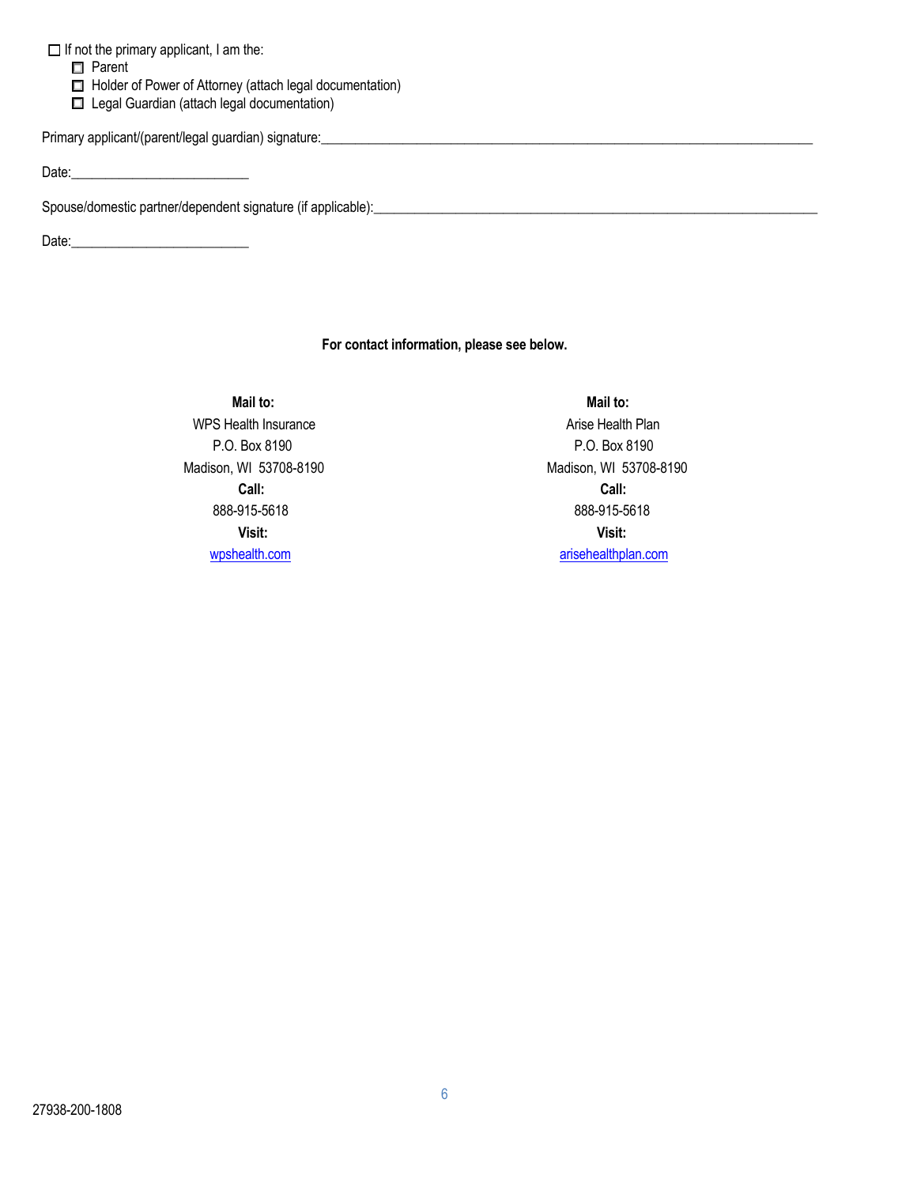☐ If not the primary applicant, I am the:

- ☐ Parent
- ☐ Holder of Power of Attorney (attach legal documentation)
- ☐ Legal Guardian (attach legal documentation)

Primary applicant/(parent/legal guardian) signature:___________________________________________________________________________

Date:___________________________

Spouse/domestic partner/dependent signature (if applicable):____________________________________________________________________

Date:___________________________

**For contact information, please see below.**

**Mail to:**
WPS Health Insurance
P.O. Box 8190
Madison, WI 53708-8190
**Call:**
888-915-5618
**Visit:**
wpshealth.com

**Mail to:**
Arise Health Plan
P.O. Box 8190
Madison, WI 53708-8190
**Call:**
888-915-5618
**Visit:**
arisehealthplan.com

27938-200-1808